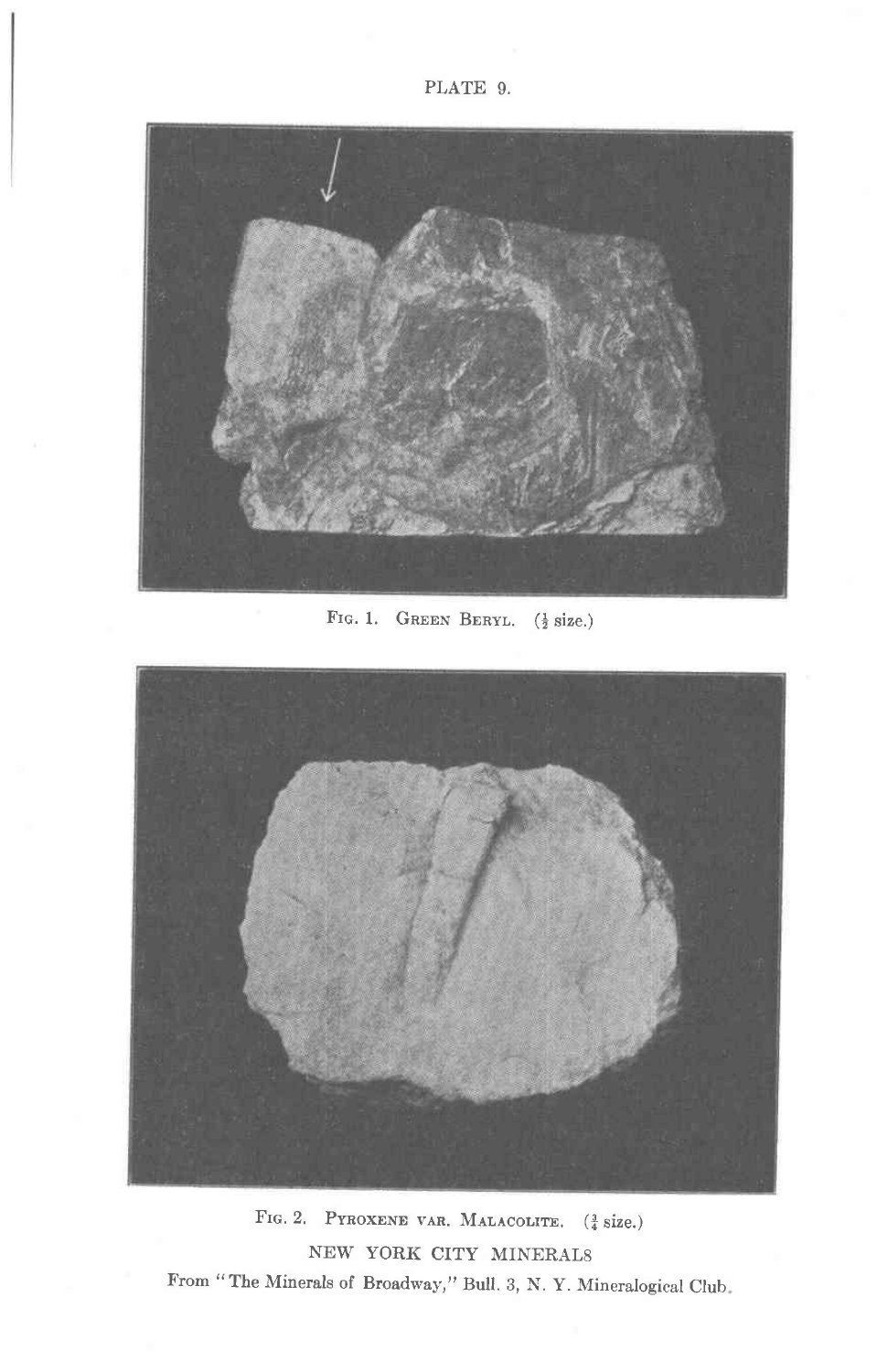PLATE 9.

FIG. 1. GREEN BERYL. (½ size.)

FIG. 2. PYROXENE VAR. MALACOLITE. (¾ size.)

NEW YORK CITY MINERALS

From "The Minerals of Broadway," Bull. 3, N. Y. Mineralogical Club.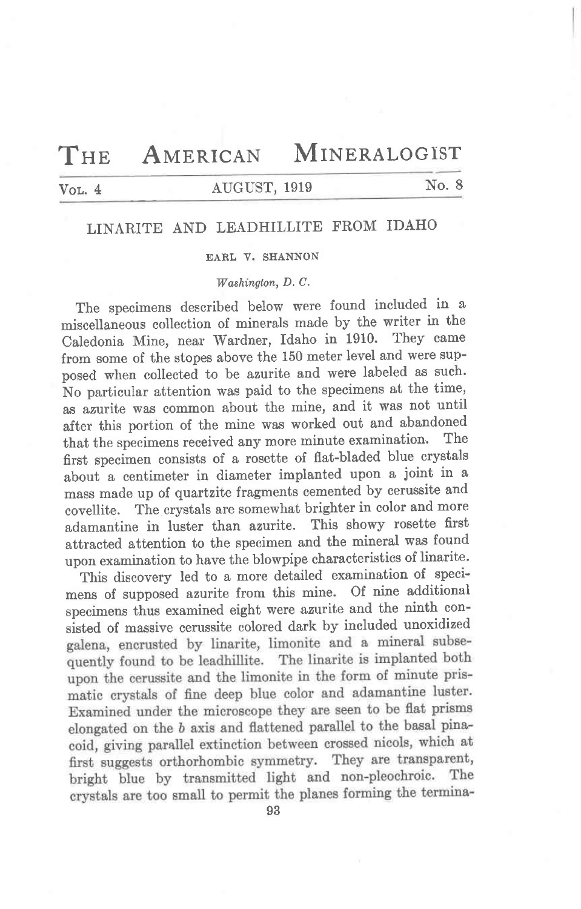# THE AMERICAN MINERALOGIST

## LINARITE AND LEADHILLITE FROM IDAHO

EARL V. SHANNON

*Washington, D. C.*

The specimens described below were found included in a miscellaneous collection of minerals made by the writer in the Caledonia Mine, near Wardner, Idaho in 1910. They came from some of the stopes above the 150 meter level and were supposed when collected to be azurite and were labeled as such. No particular attention was paid to the specimens at the time, as azurite was common about the mine, and it was not until after this portion of the mine was worked out and abandoned that the specimens received any more minute examination. The first specimen consists of a rosette of flat-bladed blue crystals about a centimeter in diameter implanted upon a joint in a mass made up of quartzite fragments cemented by cerussite and covellite. The crystals are somewhat brighter in color and more adamantine in luster than azurite. This showy rosette first attracted attention to the specimen and the mineral was found upon examination to have the blowpipe characteristics of linarite.

This discovery led to a more detailed examination of specimens of supposed azurite from this mine. Of nine additional specimens thus examined eight were azurite and the ninth consisted of massive cerussite colored dark by included unoxidized galena, encrusted by linarite, limonite and a mineral subsequently found to be leadhillite. The linarite is implanted both upon the cerussite and the limonite in the form of minute prismatic crystals of fine deep blue color and adamantine luster. Examined under the microscope they are seen to be flat prisms elongated on the *b* axis and flattened parallel to the basal pinacoid, giving parallel extinction between crossed nicols, which at first suggests orthorhombic symmetry. They are transparent, bright blue by transmitted light and non-pleochroic. The crystals are too small to permit the planes forming the termina-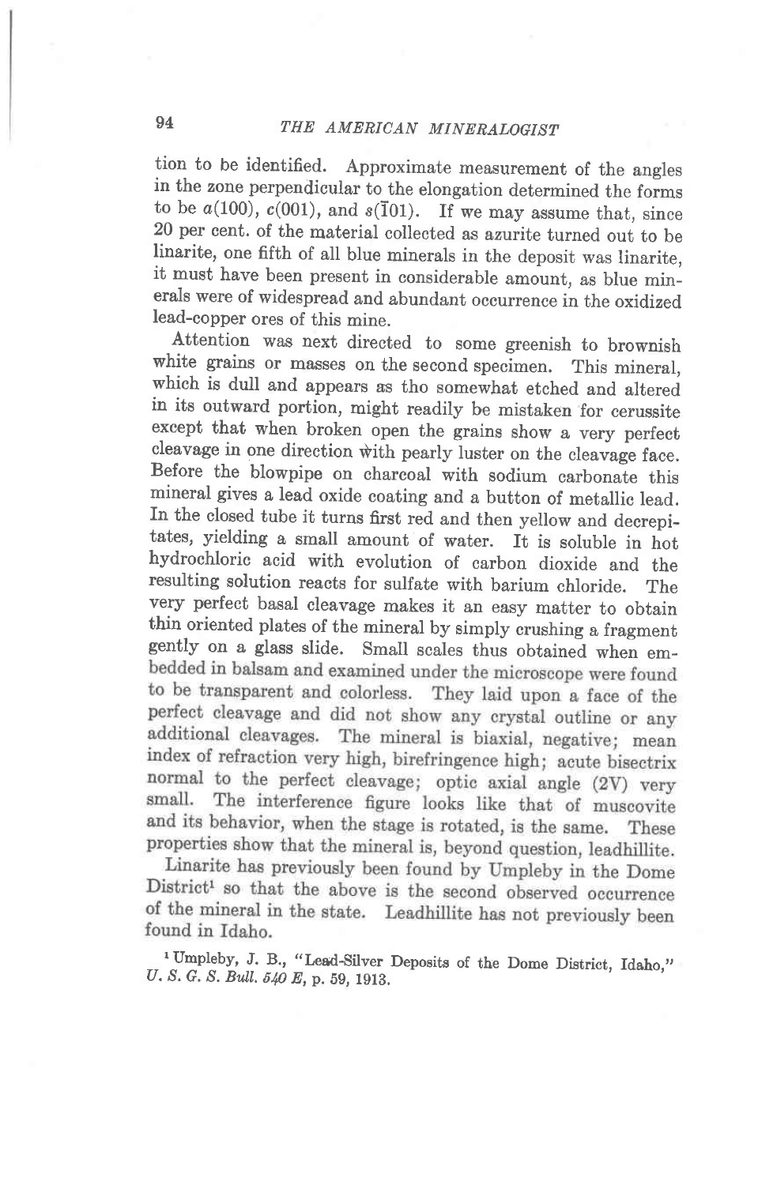tion to be identified. Approximate measurement of the angles in the zone perpendicular to the elongation determined the forms to be $a(100)$, $c(001)$, and $s(\bar{1}01)$. If we may assume that, since 20 per cent. of the material collected as azurite turned out to be linarite, one fifth of all blue minerals in the deposit was linarite, it must have been present in considerable amount, as blue minerals were of widespread and abundant occurrence in the oxidized lead-copper ores of this mine.

Attention was next directed to some greenish to brownish white grains or masses on the second specimen. This mineral, which is dull and appears as tho somewhat etched and altered in its outward portion, might readily be mistaken for cerussite except that when broken open the grains show a very perfect cleavage in one direction with pearly luster on the cleavage face. Before the blowpipe on charcoal with sodium carbonate this mineral gives a lead oxide coating and a button of metallic lead. In the closed tube it turns first red and then yellow and decrepitates, yielding a small amount of water. It is soluble in hot hydrochloric acid with evolution of carbon dioxide and the resulting solution reacts for sulfate with barium chloride. The very perfect basal cleavage makes it an easy matter to obtain thin oriented plates of the mineral by simply crushing a fragment gently on a glass slide. Small scales thus obtained when embedded in balsam and examined under the microscope were found to be transparent and colorless. They laid upon a face of the perfect cleavage and did not show any crystal outline or any additional cleavages. The mineral is biaxial, negative; mean index of refraction very high, birefringence high; acute bisectrix normal to the perfect cleavage; optic axial angle (2V) very small. The interference figure looks like that of muscovite and its behavior, when the stage is rotated, is the same. These properties show that the mineral is, beyond question, leadhillite.

Linarite has previously been found by Umpleby in the Dome District[1] so that the above is the second observed occurrence of the mineral in the state. Leadhillite has not previously been found in Idaho.

[1] Umpleby, J. B., "Lead-Silver Deposits of the Dome District, Idaho," *U. S. G. S. Bull. 540 E*, p. 59, 1913.